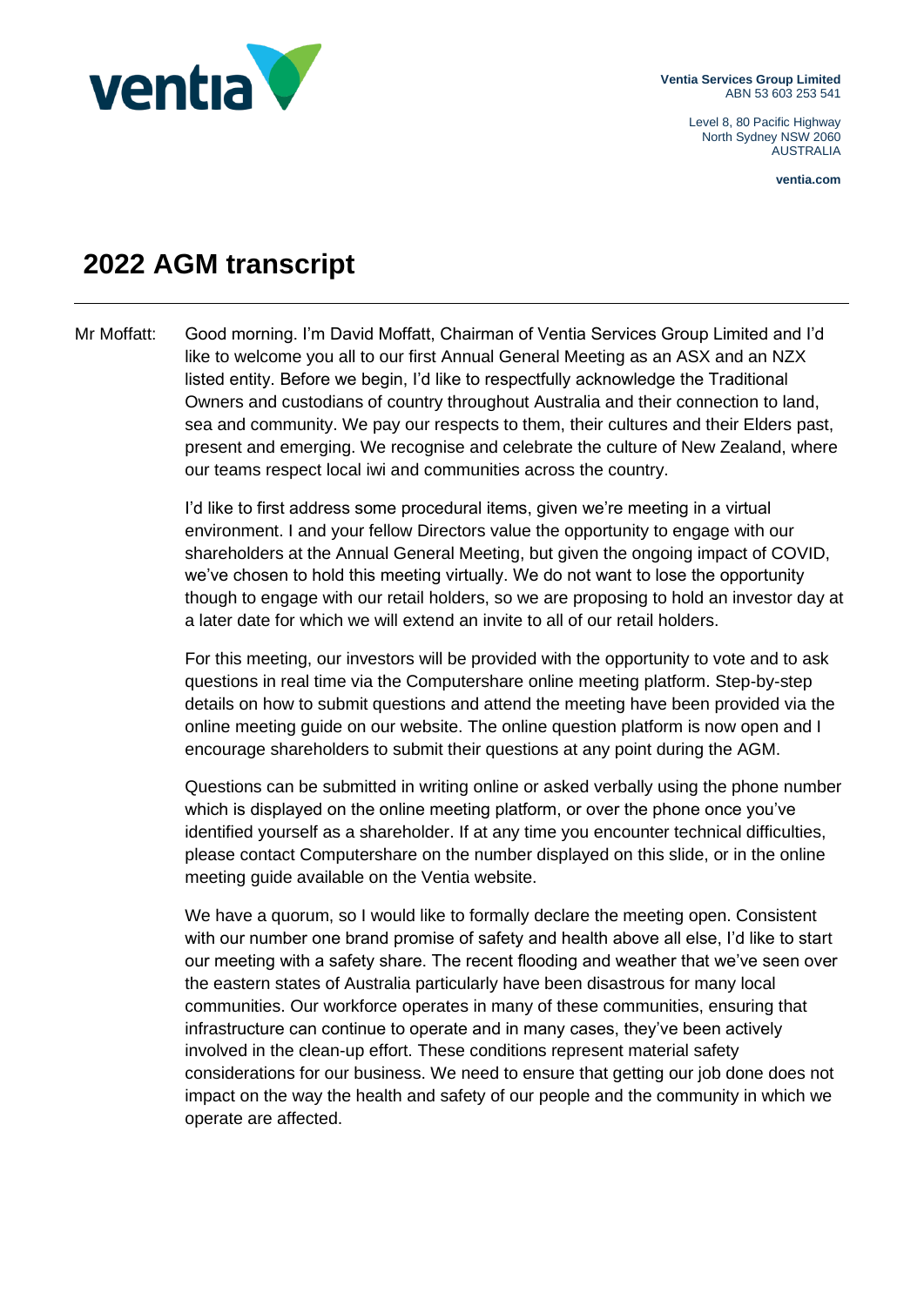Ventia Services Group Limited
ABN 53 603 253 541

Level 8, 80 Pacific Highway
North Sydney NSW 2060
AUSTRALIA

ventia.com

# 2022 AGM transcript

Mr Moffatt: Good morning. I'm David Moffatt, Chairman of Ventia Services Group Limited and I'd like to welcome you all to our first Annual General Meeting as an ASX and an NZX listed entity. Before we begin, I'd like to respectfully acknowledge the Traditional Owners and custodians of country throughout Australia and their connection to land, sea and community. We pay our respects to them, their cultures and their Elders past, present and emerging. We recognise and celebrate the culture of New Zealand, where our teams respect local iwi and communities across the country.

I'd like to first address some procedural items, given we're meeting in a virtual environment. I and your fellow Directors value the opportunity to engage with our shareholders at the Annual General Meeting, but given the ongoing impact of COVID, we've chosen to hold this meeting virtually. We do not want to lose the opportunity though to engage with our retail holders, so we are proposing to hold an investor day at a later date for which we will extend an invite to all of our retail holders.

For this meeting, our investors will be provided with the opportunity to vote and to ask questions in real time via the Computershare online meeting platform. Step-by-step details on how to submit questions and attend the meeting have been provided via the online meeting guide on our website. The online question platform is now open and I encourage shareholders to submit their questions at any point during the AGM.

Questions can be submitted in writing online or asked verbally using the phone number which is displayed on the online meeting platform, or over the phone once you've identified yourself as a shareholder. If at any time you encounter technical difficulties, please contact Computershare on the number displayed on this slide, or in the online meeting guide available on the Ventia website.

We have a quorum, so I would like to formally declare the meeting open. Consistent with our number one brand promise of safety and health above all else, I'd like to start our meeting with a safety share. The recent flooding and weather that we've seen over the eastern states of Australia particularly have been disastrous for many local communities. Our workforce operates in many of these communities, ensuring that infrastructure can continue to operate and in many cases, they've been actively involved in the clean-up effort. These conditions represent material safety considerations for our business. We need to ensure that getting our job done does not impact on the way the health and safety of our people and the community in which we operate are affected.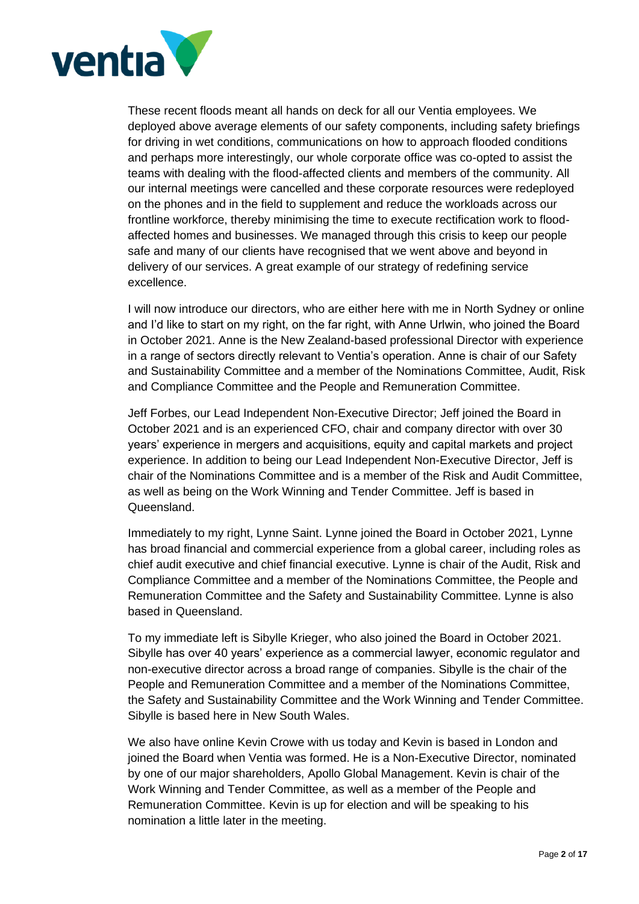These recent floods meant all hands on deck for all our Ventia employees. We deployed above average elements of our safety components, including safety briefings for driving in wet conditions, communications on how to approach flooded conditions and perhaps more interestingly, our whole corporate office was co-opted to assist the teams with dealing with the flood-affected clients and members of the community. All our internal meetings were cancelled and these corporate resources were redeployed on the phones and in the field to supplement and reduce the workloads across our frontline workforce, thereby minimising the time to execute rectification work to flood-affected homes and businesses. We managed through this crisis to keep our people safe and many of our clients have recognised that we went above and beyond in delivery of our services. A great example of our strategy of redefining service excellence.

I will now introduce our directors, who are either here with me in North Sydney or online and I'd like to start on my right, on the far right, with Anne Urlwin, who joined the Board in October 2021. Anne is the New Zealand-based professional Director with experience in a range of sectors directly relevant to Ventia's operation. Anne is chair of our Safety and Sustainability Committee and a member of the Nominations Committee, Audit, Risk and Compliance Committee and the People and Remuneration Committee.

Jeff Forbes, our Lead Independent Non-Executive Director; Jeff joined the Board in October 2021 and is an experienced CFO, chair and company director with over 30 years' experience in mergers and acquisitions, equity and capital markets and project experience. In addition to being our Lead Independent Non-Executive Director, Jeff is chair of the Nominations Committee and is a member of the Risk and Audit Committee, as well as being on the Work Winning and Tender Committee. Jeff is based in Queensland.

Immediately to my right, Lynne Saint. Lynne joined the Board in October 2021, Lynne has broad financial and commercial experience from a global career, including roles as chief audit executive and chief financial executive. Lynne is chair of the Audit, Risk and Compliance Committee and a member of the Nominations Committee, the People and Remuneration Committee and the Safety and Sustainability Committee. Lynne is also based in Queensland.

To my immediate left is Sibylle Krieger, who also joined the Board in October 2021. Sibylle has over 40 years' experience as a commercial lawyer, economic regulator and non-executive director across a broad range of companies. Sibylle is the chair of the People and Remuneration Committee and a member of the Nominations Committee, the Safety and Sustainability Committee and the Work Winning and Tender Committee. Sibylle is based here in New South Wales.

We also have online Kevin Crowe with us today and Kevin is based in London and joined the Board when Ventia was formed. He is a Non-Executive Director, nominated by one of our major shareholders, Apollo Global Management. Kevin is chair of the Work Winning and Tender Committee, as well as a member of the People and Remuneration Committee. Kevin is up for election and will be speaking to his nomination a little later in the meeting.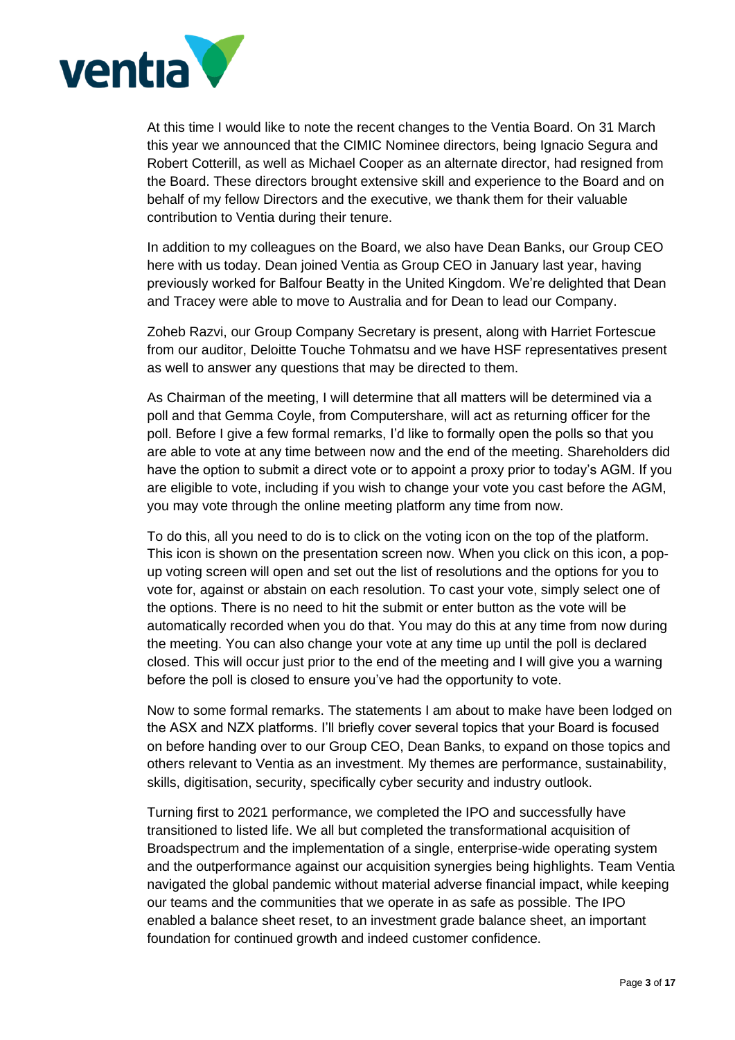At this time I would like to note the recent changes to the Ventia Board. On 31 March this year we announced that the CIMIC Nominee directors, being Ignacio Segura and Robert Cotterill, as well as Michael Cooper as an alternate director, had resigned from the Board. These directors brought extensive skill and experience to the Board and on behalf of my fellow Directors and the executive, we thank them for their valuable contribution to Ventia during their tenure.

In addition to my colleagues on the Board, we also have Dean Banks, our Group CEO here with us today. Dean joined Ventia as Group CEO in January last year, having previously worked for Balfour Beatty in the United Kingdom. We're delighted that Dean and Tracey were able to move to Australia and for Dean to lead our Company.

Zoheb Razvi, our Group Company Secretary is present, along with Harriet Fortescue from our auditor, Deloitte Touche Tohmatsu and we have HSF representatives present as well to answer any questions that may be directed to them.

As Chairman of the meeting, I will determine that all matters will be determined via a poll and that Gemma Coyle, from Computershare, will act as returning officer for the poll. Before I give a few formal remarks, I'd like to formally open the polls so that you are able to vote at any time between now and the end of the meeting. Shareholders did have the option to submit a direct vote or to appoint a proxy prior to today's AGM. If you are eligible to vote, including if you wish to change your vote you cast before the AGM, you may vote through the online meeting platform any time from now.

To do this, all you need to do is to click on the voting icon on the top of the platform. This icon is shown on the presentation screen now. When you click on this icon, a pop-up voting screen will open and set out the list of resolutions and the options for you to vote for, against or abstain on each resolution. To cast your vote, simply select one of the options. There is no need to hit the submit or enter button as the vote will be automatically recorded when you do that. You may do this at any time from now during the meeting. You can also change your vote at any time up until the poll is declared closed. This will occur just prior to the end of the meeting and I will give you a warning before the poll is closed to ensure you've had the opportunity to vote.

Now to some formal remarks. The statements I am about to make have been lodged on the ASX and NZX platforms. I'll briefly cover several topics that your Board is focused on before handing over to our Group CEO, Dean Banks, to expand on those topics and others relevant to Ventia as an investment. My themes are performance, sustainability, skills, digitisation, security, specifically cyber security and industry outlook.

Turning first to 2021 performance, we completed the IPO and successfully have transitioned to listed life. We all but completed the transformational acquisition of Broadspectrum and the implementation of a single, enterprise-wide operating system and the outperformance against our acquisition synergies being highlights. Team Ventia navigated the global pandemic without material adverse financial impact, while keeping our teams and the communities that we operate in as safe as possible. The IPO enabled a balance sheet reset, to an investment grade balance sheet, an important foundation for continued growth and indeed customer confidence.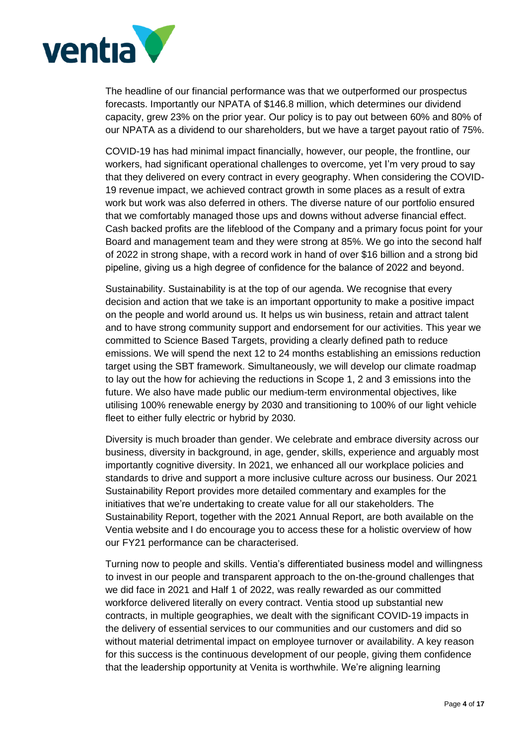The headline of our financial performance was that we outperformed our prospectus forecasts. Importantly our NPATA of $146.8 million, which determines our dividend capacity, grew 23% on the prior year. Our policy is to pay out between 60% and 80% of our NPATA as a dividend to our shareholders, but we have a target payout ratio of 75%.

COVID-19 has had minimal impact financially, however, our people, the frontline, our workers, had significant operational challenges to overcome, yet I'm very proud to say that they delivered on every contract in every geography. When considering the COVID-19 revenue impact, we achieved contract growth in some places as a result of extra work but work was also deferred in others. The diverse nature of our portfolio ensured that we comfortably managed those ups and downs without adverse financial effect. Cash backed profits are the lifeblood of the Company and a primary focus point for your Board and management team and they were strong at 85%. We go into the second half of 2022 in strong shape, with a record work in hand of over $16 billion and a strong bid pipeline, giving us a high degree of confidence for the balance of 2022 and beyond.

Sustainability. Sustainability is at the top of our agenda. We recognise that every decision and action that we take is an important opportunity to make a positive impact on the people and world around us. It helps us win business, retain and attract talent and to have strong community support and endorsement for our activities. This year we committed to Science Based Targets, providing a clearly defined path to reduce emissions. We will spend the next 12 to 24 months establishing an emissions reduction target using the SBT framework. Simultaneously, we will develop our climate roadmap to lay out the how for achieving the reductions in Scope 1, 2 and 3 emissions into the future. We also have made public our medium-term environmental objectives, like utilising 100% renewable energy by 2030 and transitioning to 100% of our light vehicle fleet to either fully electric or hybrid by 2030.

Diversity is much broader than gender. We celebrate and embrace diversity across our business, diversity in background, in age, gender, skills, experience and arguably most importantly cognitive diversity. In 2021, we enhanced all our workplace policies and standards to drive and support a more inclusive culture across our business. Our 2021 Sustainability Report provides more detailed commentary and examples for the initiatives that we're undertaking to create value for all our stakeholders. The Sustainability Report, together with the 2021 Annual Report, are both available on the Ventia website and I do encourage you to access these for a holistic overview of how our FY21 performance can be characterised.

Turning now to people and skills. Ventia's differentiated business model and willingness to invest in our people and transparent approach to the on-the-ground challenges that we did face in 2021 and Half 1 of 2022, was really rewarded as our committed workforce delivered literally on every contract. Ventia stood up substantial new contracts, in multiple geographies, we dealt with the significant COVID-19 impacts in the delivery of essential services to our communities and our customers and did so without material detrimental impact on employee turnover or availability. A key reason for this success is the continuous development of our people, giving them confidence that the leadership opportunity at Venita is worthwhile. We're aligning learning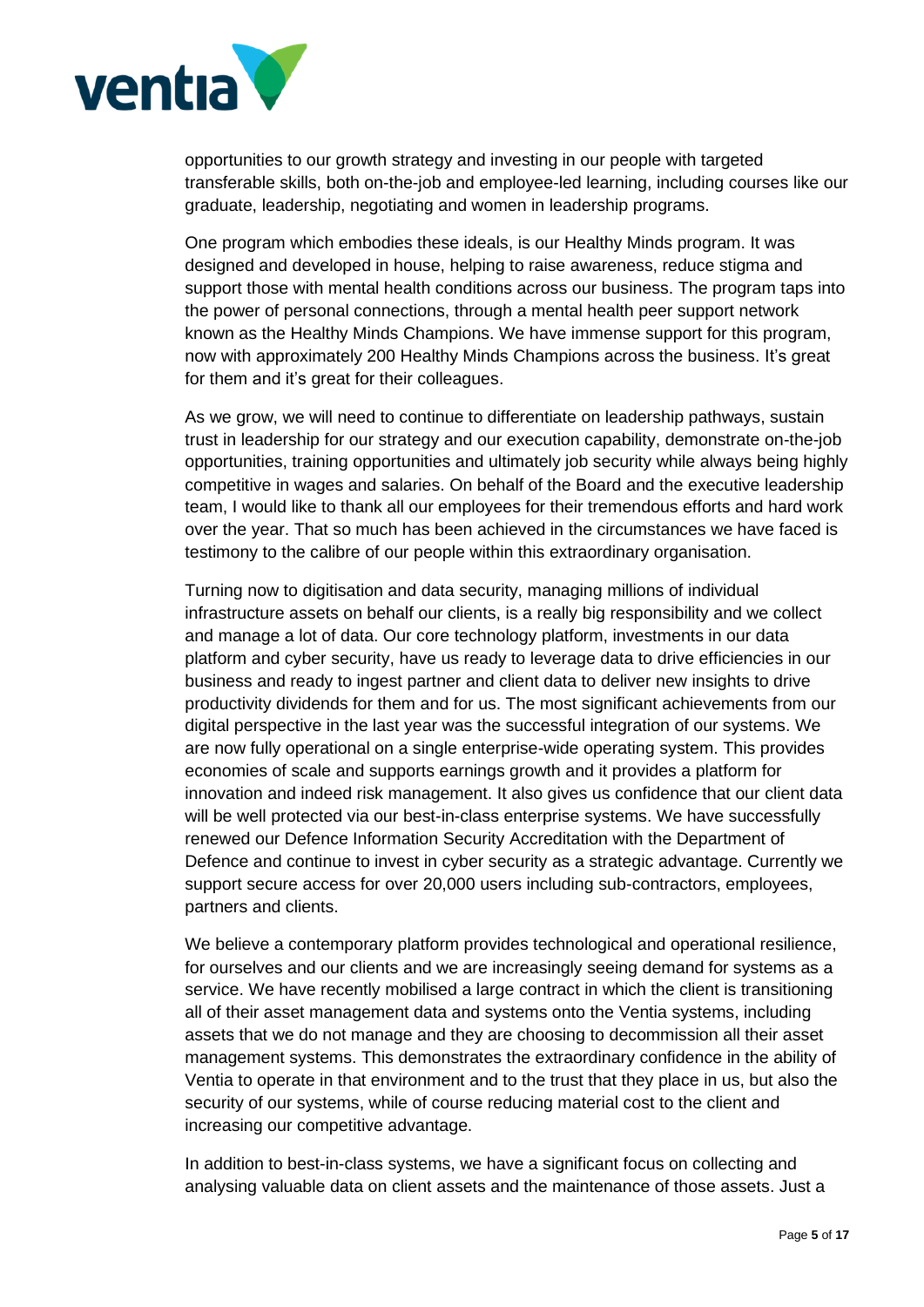opportunities to our growth strategy and investing in our people with targeted transferable skills, both on-the-job and employee-led learning, including courses like our graduate, leadership, negotiating and women in leadership programs.

One program which embodies these ideals, is our Healthy Minds program. It was designed and developed in house, helping to raise awareness, reduce stigma and support those with mental health conditions across our business. The program taps into the power of personal connections, through a mental health peer support network known as the Healthy Minds Champions. We have immense support for this program, now with approximately 200 Healthy Minds Champions across the business. It's great for them and it's great for their colleagues.

As we grow, we will need to continue to differentiate on leadership pathways, sustain trust in leadership for our strategy and our execution capability, demonstrate on-the-job opportunities, training opportunities and ultimately job security while always being highly competitive in wages and salaries. On behalf of the Board and the executive leadership team, I would like to thank all our employees for their tremendous efforts and hard work over the year. That so much has been achieved in the circumstances we have faced is testimony to the calibre of our people within this extraordinary organisation.

Turning now to digitisation and data security, managing millions of individual infrastructure assets on behalf our clients, is a really big responsibility and we collect and manage a lot of data. Our core technology platform, investments in our data platform and cyber security, have us ready to leverage data to drive efficiencies in our business and ready to ingest partner and client data to deliver new insights to drive productivity dividends for them and for us. The most significant achievements from our digital perspective in the last year was the successful integration of our systems. We are now fully operational on a single enterprise-wide operating system. This provides economies of scale and supports earnings growth and it provides a platform for innovation and indeed risk management. It also gives us confidence that our client data will be well protected via our best-in-class enterprise systems. We have successfully renewed our Defence Information Security Accreditation with the Department of Defence and continue to invest in cyber security as a strategic advantage. Currently we support secure access for over 20,000 users including sub-contractors, employees, partners and clients.

We believe a contemporary platform provides technological and operational resilience, for ourselves and our clients and we are increasingly seeing demand for systems as a service. We have recently mobilised a large contract in which the client is transitioning all of their asset management data and systems onto the Ventia systems, including assets that we do not manage and they are choosing to decommission all their asset management systems. This demonstrates the extraordinary confidence in the ability of Ventia to operate in that environment and to the trust that they place in us, but also the security of our systems, while of course reducing material cost to the client and increasing our competitive advantage.

In addition to best-in-class systems, we have a significant focus on collecting and analysing valuable data on client assets and the maintenance of those assets. Just a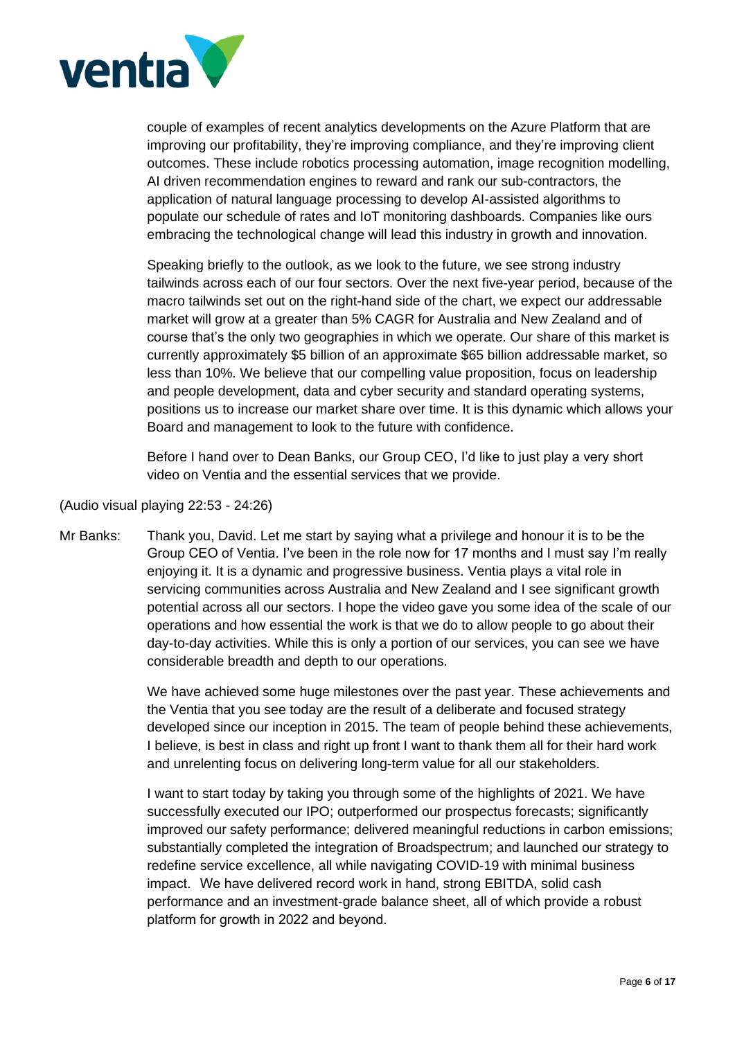couple of examples of recent analytics developments on the Azure Platform that are improving our profitability, they're improving compliance, and they're improving client outcomes. These include robotics processing automation, image recognition modelling, AI driven recommendation engines to reward and rank our sub-contractors, the application of natural language processing to develop AI-assisted algorithms to populate our schedule of rates and IoT monitoring dashboards. Companies like ours embracing the technological change will lead this industry in growth and innovation.

Speaking briefly to the outlook, as we look to the future, we see strong industry tailwinds across each of our four sectors. Over the next five-year period, because of the macro tailwinds set out on the right-hand side of the chart, we expect our addressable market will grow at a greater than 5% CAGR for Australia and New Zealand and of course that's the only two geographies in which we operate. Our share of this market is currently approximately \$5 billion of an approximate \$65 billion addressable market, so less than 10%. We believe that our compelling value proposition, focus on leadership and people development, data and cyber security and standard operating systems, positions us to increase our market share over time. It is this dynamic which allows your Board and management to look to the future with confidence.

Before I hand over to Dean Banks, our Group CEO, I'd like to just play a very short video on Ventia and the essential services that we provide.

(Audio visual playing 22:53 - 24:26)

Mr Banks: Thank you, David. Let me start by saying what a privilege and honour it is to be the Group CEO of Ventia. I've been in the role now for 17 months and I must say I'm really enjoying it. It is a dynamic and progressive business. Ventia plays a vital role in servicing communities across Australia and New Zealand and I see significant growth potential across all our sectors. I hope the video gave you some idea of the scale of our operations and how essential the work is that we do to allow people to go about their day-to-day activities. While this is only a portion of our services, you can see we have considerable breadth and depth to our operations.

We have achieved some huge milestones over the past year. These achievements and the Ventia that you see today are the result of a deliberate and focused strategy developed since our inception in 2015. The team of people behind these achievements, I believe, is best in class and right up front I want to thank them all for their hard work and unrelenting focus on delivering long-term value for all our stakeholders.

I want to start today by taking you through some of the highlights of 2021. We have successfully executed our IPO; outperformed our prospectus forecasts; significantly improved our safety performance; delivered meaningful reductions in carbon emissions; substantially completed the integration of Broadspectrum; and launched our strategy to redefine service excellence, all while navigating COVID-19 with minimal business impact. We have delivered record work in hand, strong EBITDA, solid cash performance and an investment-grade balance sheet, all of which provide a robust platform for growth in 2022 and beyond.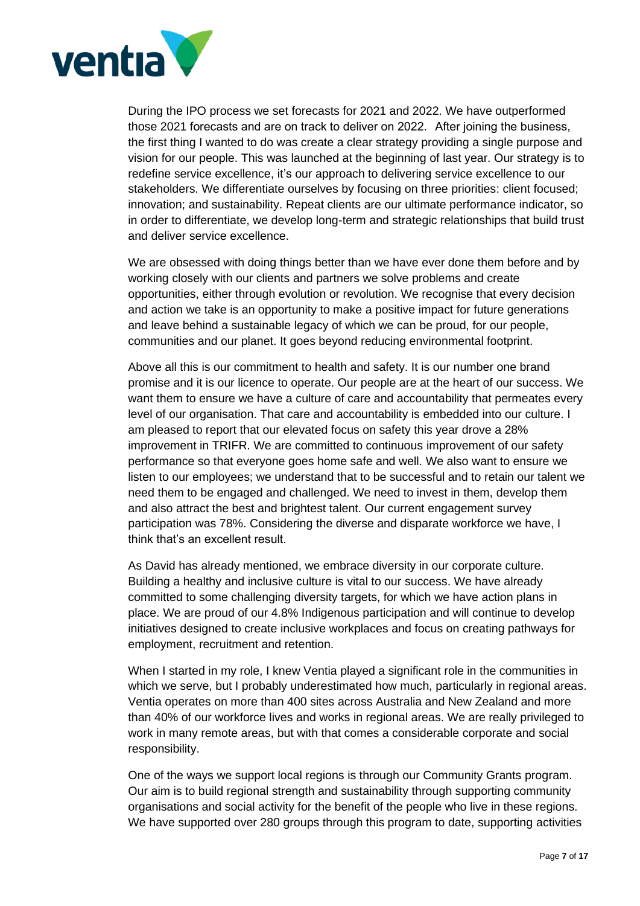During the IPO process we set forecasts for 2021 and 2022. We have outperformed those 2021 forecasts and are on track to deliver on 2022. After joining the business, the first thing I wanted to do was create a clear strategy providing a single purpose and vision for our people. This was launched at the beginning of last year. Our strategy is to redefine service excellence, it's our approach to delivering service excellence to our stakeholders. We differentiate ourselves by focusing on three priorities: client focused; innovation; and sustainability. Repeat clients are our ultimate performance indicator, so in order to differentiate, we develop long-term and strategic relationships that build trust and deliver service excellence.

We are obsessed with doing things better than we have ever done them before and by working closely with our clients and partners we solve problems and create opportunities, either through evolution or revolution. We recognise that every decision and action we take is an opportunity to make a positive impact for future generations and leave behind a sustainable legacy of which we can be proud, for our people, communities and our planet. It goes beyond reducing environmental footprint.

Above all this is our commitment to health and safety. It is our number one brand promise and it is our licence to operate. Our people are at the heart of our success. We want them to ensure we have a culture of care and accountability that permeates every level of our organisation. That care and accountability is embedded into our culture. I am pleased to report that our elevated focus on safety this year drove a 28% improvement in TRIFR. We are committed to continuous improvement of our safety performance so that everyone goes home safe and well. We also want to ensure we listen to our employees; we understand that to be successful and to retain our talent we need them to be engaged and challenged. We need to invest in them, develop them and also attract the best and brightest talent. Our current engagement survey participation was 78%. Considering the diverse and disparate workforce we have, I think that's an excellent result.

As David has already mentioned, we embrace diversity in our corporate culture. Building a healthy and inclusive culture is vital to our success. We have already committed to some challenging diversity targets, for which we have action plans in place. We are proud of our 4.8% Indigenous participation and will continue to develop initiatives designed to create inclusive workplaces and focus on creating pathways for employment, recruitment and retention.

When I started in my role, I knew Ventia played a significant role in the communities in which we serve, but I probably underestimated how much, particularly in regional areas. Ventia operates on more than 400 sites across Australia and New Zealand and more than 40% of our workforce lives and works in regional areas. We are really privileged to work in many remote areas, but with that comes a considerable corporate and social responsibility.

One of the ways we support local regions is through our Community Grants program. Our aim is to build regional strength and sustainability through supporting community organisations and social activity for the benefit of the people who live in these regions. We have supported over 280 groups through this program to date, supporting activities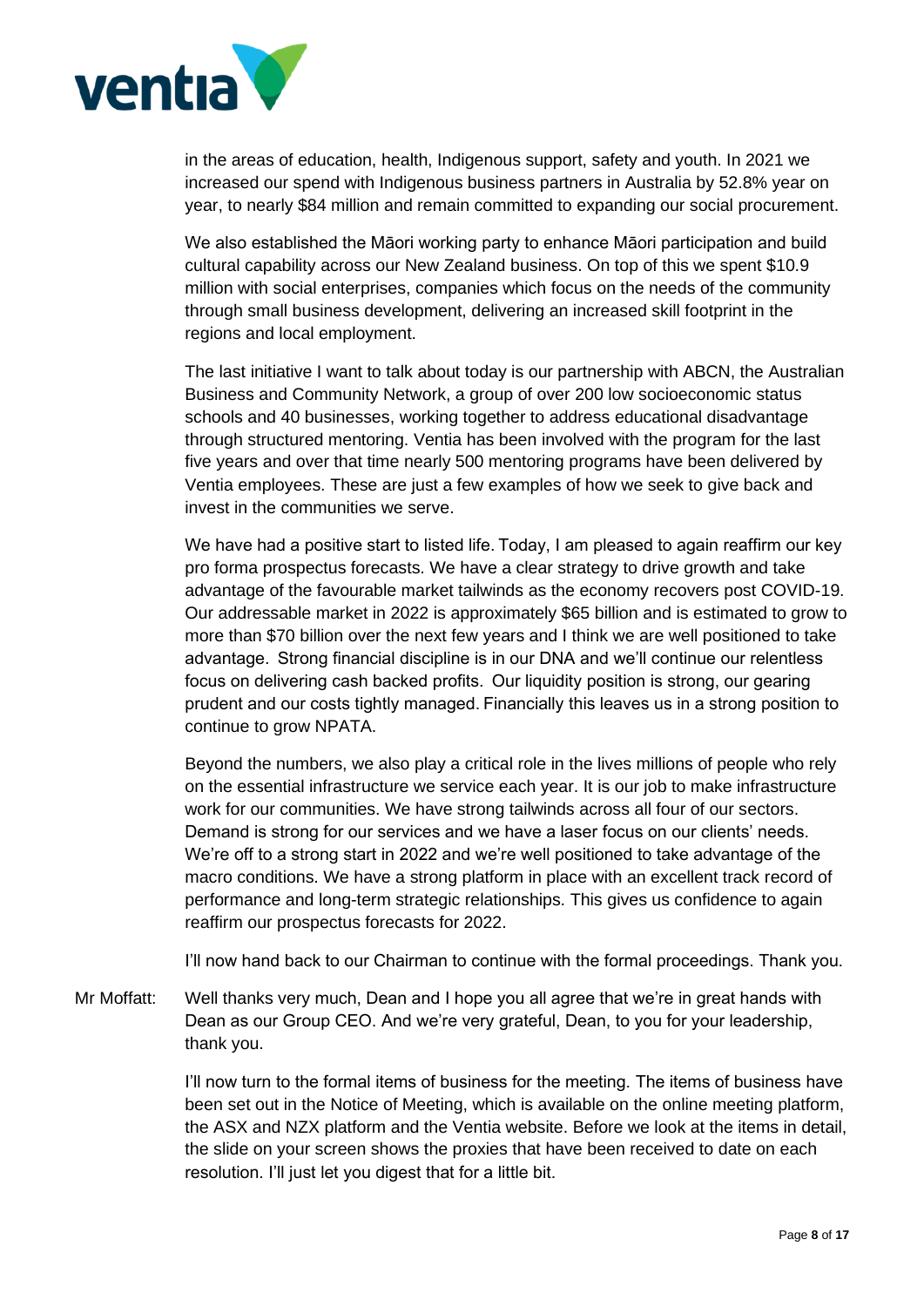in the areas of education, health, Indigenous support, safety and youth. In 2021 we increased our spend with Indigenous business partners in Australia by 52.8% year on year, to nearly $84 million and remain committed to expanding our social procurement.

We also established the Māori working party to enhance Māori participation and build cultural capability across our New Zealand business. On top of this we spent $10.9 million with social enterprises, companies which focus on the needs of the community through small business development, delivering an increased skill footprint in the regions and local employment.

The last initiative I want to talk about today is our partnership with ABCN, the Australian Business and Community Network, a group of over 200 low socioeconomic status schools and 40 businesses, working together to address educational disadvantage through structured mentoring. Ventia has been involved with the program for the last five years and over that time nearly 500 mentoring programs have been delivered by Ventia employees. These are just a few examples of how we seek to give back and invest in the communities we serve.

We have had a positive start to listed life. Today, I am pleased to again reaffirm our key pro forma prospectus forecasts. We have a clear strategy to drive growth and take advantage of the favourable market tailwinds as the economy recovers post COVID-19. Our addressable market in 2022 is approximately $65 billion and is estimated to grow to more than $70 billion over the next few years and I think we are well positioned to take advantage. Strong financial discipline is in our DNA and we'll continue our relentless focus on delivering cash backed profits. Our liquidity position is strong, our gearing prudent and our costs tightly managed. Financially this leaves us in a strong position to continue to grow NPATA.

Beyond the numbers, we also play a critical role in the lives millions of people who rely on the essential infrastructure we service each year. It is our job to make infrastructure work for our communities. We have strong tailwinds across all four of our sectors. Demand is strong for our services and we have a laser focus on our clients' needs. We're off to a strong start in 2022 and we're well positioned to take advantage of the macro conditions. We have a strong platform in place with an excellent track record of performance and long-term strategic relationships. This gives us confidence to again reaffirm our prospectus forecasts for 2022.

I'll now hand back to our Chairman to continue with the formal proceedings. Thank you.

Mr Moffatt: Well thanks very much, Dean and I hope you all agree that we're in great hands with Dean as our Group CEO. And we're very grateful, Dean, to you for your leadership, thank you.

I'll now turn to the formal items of business for the meeting. The items of business have been set out in the Notice of Meeting, which is available on the online meeting platform, the ASX and NZX platform and the Ventia website. Before we look at the items in detail, the slide on your screen shows the proxies that have been received to date on each resolution. I'll just let you digest that for a little bit.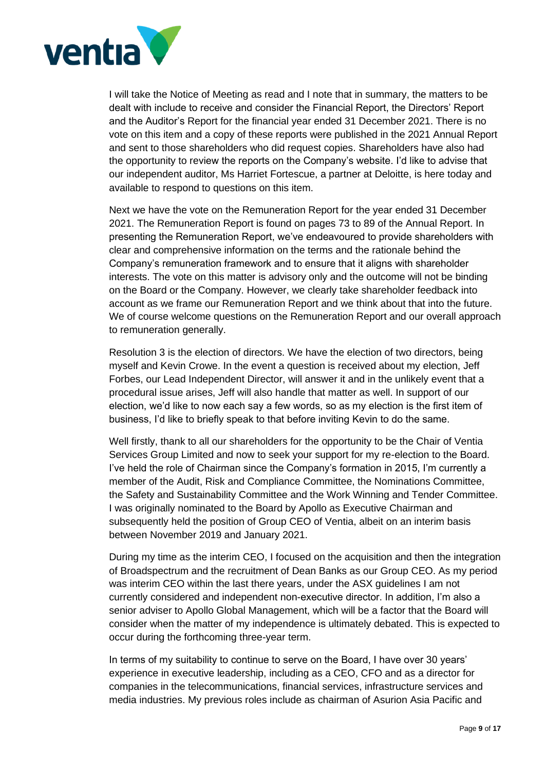I will take the Notice of Meeting as read and I note that in summary, the matters to be dealt with include to receive and consider the Financial Report, the Directors' Report and the Auditor's Report for the financial year ended 31 December 2021. There is no vote on this item and a copy of these reports were published in the 2021 Annual Report and sent to those shareholders who did request copies. Shareholders have also had the opportunity to review the reports on the Company's website. I'd like to advise that our independent auditor, Ms Harriet Fortescue, a partner at Deloitte, is here today and available to respond to questions on this item.

Next we have the vote on the Remuneration Report for the year ended 31 December 2021. The Remuneration Report is found on pages 73 to 89 of the Annual Report. In presenting the Remuneration Report, we've endeavoured to provide shareholders with clear and comprehensive information on the terms and the rationale behind the Company's remuneration framework and to ensure that it aligns with shareholder interests. The vote on this matter is advisory only and the outcome will not be binding on the Board or the Company. However, we clearly take shareholder feedback into account as we frame our Remuneration Report and we think about that into the future. We of course welcome questions on the Remuneration Report and our overall approach to remuneration generally.

Resolution 3 is the election of directors. We have the election of two directors, being myself and Kevin Crowe. In the event a question is received about my election, Jeff Forbes, our Lead Independent Director, will answer it and in the unlikely event that a procedural issue arises, Jeff will also handle that matter as well. In support of our election, we'd like to now each say a few words, so as my election is the first item of business, I'd like to briefly speak to that before inviting Kevin to do the same.

Well firstly, thank to all our shareholders for the opportunity to be the Chair of Ventia Services Group Limited and now to seek your support for my re-election to the Board. I've held the role of Chairman since the Company's formation in 2015, I'm currently a member of the Audit, Risk and Compliance Committee, the Nominations Committee, the Safety and Sustainability Committee and the Work Winning and Tender Committee. I was originally nominated to the Board by Apollo as Executive Chairman and subsequently held the position of Group CEO of Ventia, albeit on an interim basis between November 2019 and January 2021.

During my time as the interim CEO, I focused on the acquisition and then the integration of Broadspectrum and the recruitment of Dean Banks as our Group CEO. As my period was interim CEO within the last there years, under the ASX guidelines I am not currently considered and independent non-executive director. In addition, I'm also a senior adviser to Apollo Global Management, which will be a factor that the Board will consider when the matter of my independence is ultimately debated. This is expected to occur during the forthcoming three-year term.

In terms of my suitability to continue to serve on the Board, I have over 30 years' experience in executive leadership, including as a CEO, CFO and as a director for companies in the telecommunications, financial services, infrastructure services and media industries. My previous roles include as chairman of Asurion Asia Pacific and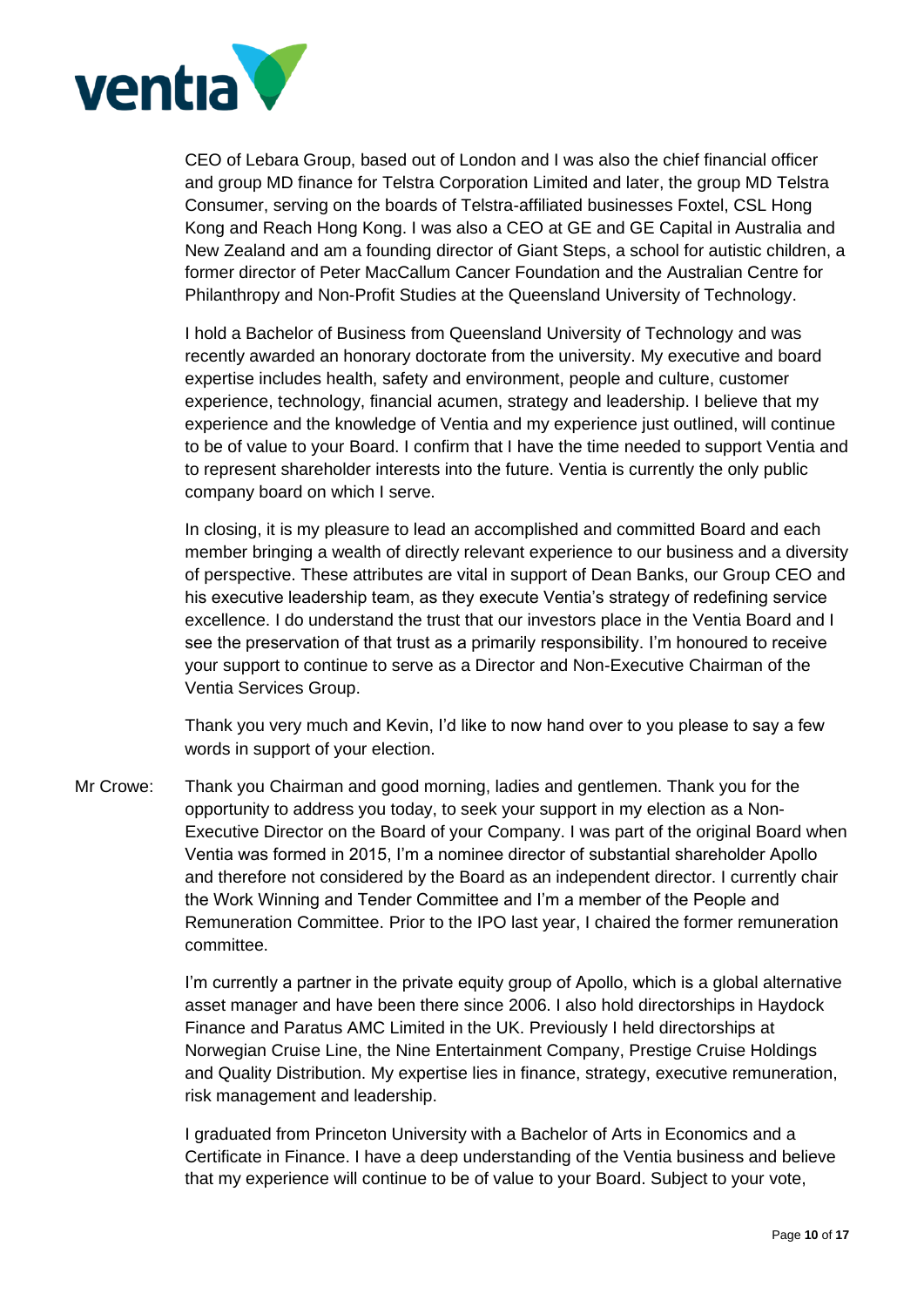CEO of Lebara Group, based out of London and I was also the chief financial officer and group MD finance for Telstra Corporation Limited and later, the group MD Telstra Consumer, serving on the boards of Telstra-affiliated businesses Foxtel, CSL Hong Kong and Reach Hong Kong. I was also a CEO at GE and GE Capital in Australia and New Zealand and am a founding director of Giant Steps, a school for autistic children, a former director of Peter MacCallum Cancer Foundation and the Australian Centre for Philanthropy and Non-Profit Studies at the Queensland University of Technology.

I hold a Bachelor of Business from Queensland University of Technology and was recently awarded an honorary doctorate from the university. My executive and board expertise includes health, safety and environment, people and culture, customer experience, technology, financial acumen, strategy and leadership. I believe that my experience and the knowledge of Ventia and my experience just outlined, will continue to be of value to your Board. I confirm that I have the time needed to support Ventia and to represent shareholder interests into the future. Ventia is currently the only public company board on which I serve.

In closing, it is my pleasure to lead an accomplished and committed Board and each member bringing a wealth of directly relevant experience to our business and a diversity of perspective. These attributes are vital in support of Dean Banks, our Group CEO and his executive leadership team, as they execute Ventia's strategy of redefining service excellence. I do understand the trust that our investors place in the Ventia Board and I see the preservation of that trust as a primarily responsibility. I'm honoured to receive your support to continue to serve as a Director and Non-Executive Chairman of the Ventia Services Group.

Thank you very much and Kevin, I'd like to now hand over to you please to say a few words in support of your election.

Mr Crowe: Thank you Chairman and good morning, ladies and gentlemen. Thank you for the opportunity to address you today, to seek your support in my election as a Non-Executive Director on the Board of your Company. I was part of the original Board when Ventia was formed in 2015, I'm a nominee director of substantial shareholder Apollo and therefore not considered by the Board as an independent director. I currently chair the Work Winning and Tender Committee and I'm a member of the People and Remuneration Committee. Prior to the IPO last year, I chaired the former remuneration committee.

I'm currently a partner in the private equity group of Apollo, which is a global alternative asset manager and have been there since 2006. I also hold directorships in Haydock Finance and Paratus AMC Limited in the UK. Previously I held directorships at Norwegian Cruise Line, the Nine Entertainment Company, Prestige Cruise Holdings and Quality Distribution. My expertise lies in finance, strategy, executive remuneration, risk management and leadership.

I graduated from Princeton University with a Bachelor of Arts in Economics and a Certificate in Finance. I have a deep understanding of the Ventia business and believe that my experience will continue to be of value to your Board. Subject to your vote,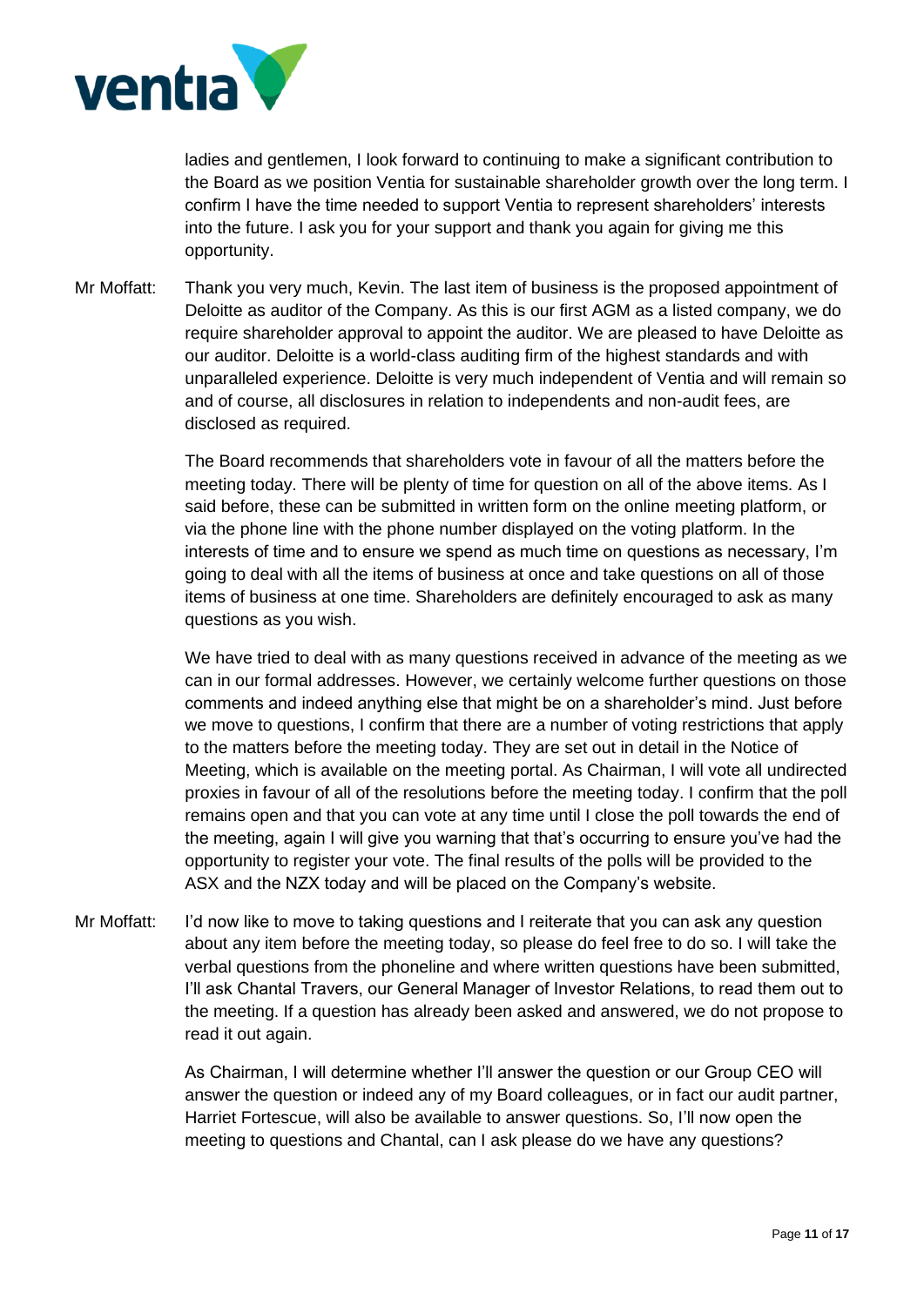ladies and gentlemen, I look forward to continuing to make a significant contribution to the Board as we position Ventia for sustainable shareholder growth over the long term. I confirm I have the time needed to support Ventia to represent shareholders' interests into the future. I ask you for your support and thank you again for giving me this opportunity.

Mr Moffatt: Thank you very much, Kevin. The last item of business is the proposed appointment of Deloitte as auditor of the Company. As this is our first AGM as a listed company, we do require shareholder approval to appoint the auditor. We are pleased to have Deloitte as our auditor. Deloitte is a world-class auditing firm of the highest standards and with unparalleled experience. Deloitte is very much independent of Ventia and will remain so and of course, all disclosures in relation to independents and non-audit fees, are disclosed as required.

The Board recommends that shareholders vote in favour of all the matters before the meeting today. There will be plenty of time for question on all of the above items. As I said before, these can be submitted in written form on the online meeting platform, or via the phone line with the phone number displayed on the voting platform. In the interests of time and to ensure we spend as much time on questions as necessary, I'm going to deal with all the items of business at once and take questions on all of those items of business at one time. Shareholders are definitely encouraged to ask as many questions as you wish.

We have tried to deal with as many questions received in advance of the meeting as we can in our formal addresses. However, we certainly welcome further questions on those comments and indeed anything else that might be on a shareholder's mind. Just before we move to questions, I confirm that there are a number of voting restrictions that apply to the matters before the meeting today. They are set out in detail in the Notice of Meeting, which is available on the meeting portal. As Chairman, I will vote all undirected proxies in favour of all of the resolutions before the meeting today. I confirm that the poll remains open and that you can vote at any time until I close the poll towards the end of the meeting, again I will give you warning that that's occurring to ensure you've had the opportunity to register your vote. The final results of the polls will be provided to the ASX and the NZX today and will be placed on the Company's website.

Mr Moffatt: I'd now like to move to taking questions and I reiterate that you can ask any question about any item before the meeting today, so please do feel free to do so. I will take the verbal questions from the phoneline and where written questions have been submitted, I'll ask Chantal Travers, our General Manager of Investor Relations, to read them out to the meeting. If a question has already been asked and answered, we do not propose to read it out again.

As Chairman, I will determine whether I'll answer the question or our Group CEO will answer the question or indeed any of my Board colleagues, or in fact our audit partner, Harriet Fortescue, will also be available to answer questions. So, I'll now open the meeting to questions and Chantal, can I ask please do we have any questions?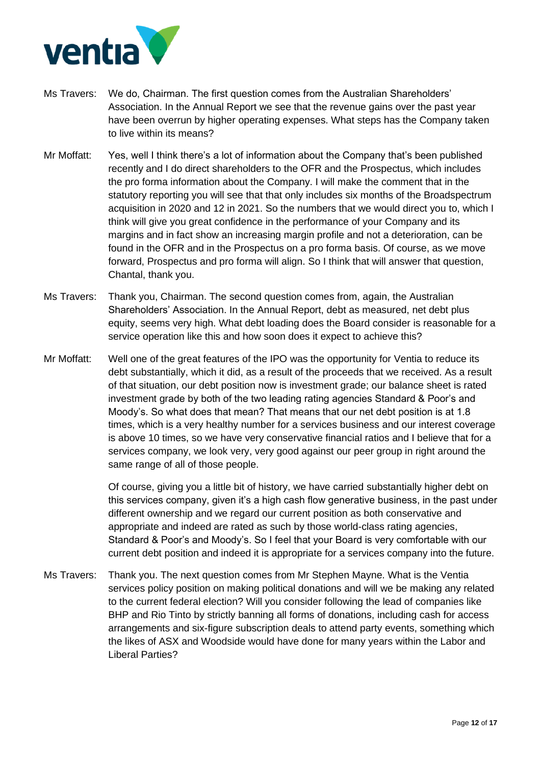Ms Travers: We do, Chairman. The first question comes from the Australian Shareholders' Association. In the Annual Report we see that the revenue gains over the past year have been overrun by higher operating expenses. What steps has the Company taken to live within its means?

Mr Moffatt: Yes, well I think there's a lot of information about the Company that's been published recently and I do direct shareholders to the OFR and the Prospectus, which includes the pro forma information about the Company. I will make the comment that in the statutory reporting you will see that that only includes six months of the Broadspectrum acquisition in 2020 and 12 in 2021. So the numbers that we would direct you to, which I think will give you great confidence in the performance of your Company and its margins and in fact show an increasing margin profile and not a deterioration, can be found in the OFR and in the Prospectus on a pro forma basis. Of course, as we move forward, Prospectus and pro forma will align. So I think that will answer that question, Chantal, thank you.

Ms Travers: Thank you, Chairman. The second question comes from, again, the Australian Shareholders' Association. In the Annual Report, debt as measured, net debt plus equity, seems very high. What debt loading does the Board consider is reasonable for a service operation like this and how soon does it expect to achieve this?

Mr Moffatt: Well one of the great features of the IPO was the opportunity for Ventia to reduce its debt substantially, which it did, as a result of the proceeds that we received. As a result of that situation, our debt position now is investment grade; our balance sheet is rated investment grade by both of the two leading rating agencies Standard & Poor's and Moody's. So what does that mean? That means that our net debt position is at 1.8 times, which is a very healthy number for a services business and our interest coverage is above 10 times, so we have very conservative financial ratios and I believe that for a services company, we look very, very good against our peer group in right around the same range of all of those people.

Of course, giving you a little bit of history, we have carried substantially higher debt on this services company, given it's a high cash flow generative business, in the past under different ownership and we regard our current position as both conservative and appropriate and indeed are rated as such by those world-class rating agencies, Standard & Poor's and Moody's. So I feel that your Board is very comfortable with our current debt position and indeed it is appropriate for a services company into the future.

Ms Travers: Thank you. The next question comes from Mr Stephen Mayne. What is the Ventia services policy position on making political donations and will we be making any related to the current federal election? Will you consider following the lead of companies like BHP and Rio Tinto by strictly banning all forms of donations, including cash for access arrangements and six-figure subscription deals to attend party events, something which the likes of ASX and Woodside would have done for many years within the Labor and Liberal Parties?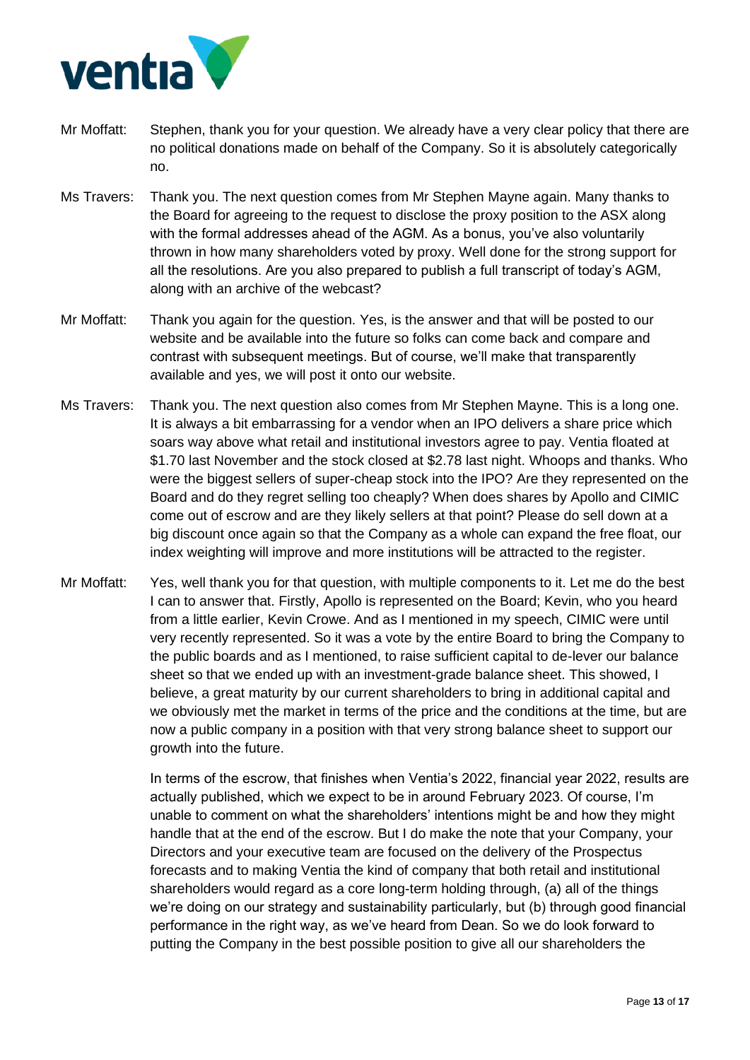Mr Moffatt: Stephen, thank you for your question. We already have a very clear policy that there are no political donations made on behalf of the Company. So it is absolutely categorically no.

Ms Travers: Thank you. The next question comes from Mr Stephen Mayne again. Many thanks to the Board for agreeing to the request to disclose the proxy position to the ASX along with the formal addresses ahead of the AGM. As a bonus, you've also voluntarily thrown in how many shareholders voted by proxy. Well done for the strong support for all the resolutions. Are you also prepared to publish a full transcript of today's AGM, along with an archive of the webcast?

Mr Moffatt: Thank you again for the question. Yes, is the answer and that will be posted to our website and be available into the future so folks can come back and compare and contrast with subsequent meetings. But of course, we'll make that transparently available and yes, we will post it onto our website.

Ms Travers: Thank you. The next question also comes from Mr Stephen Mayne. This is a long one. It is always a bit embarrassing for a vendor when an IPO delivers a share price which soars way above what retail and institutional investors agree to pay. Ventia floated at $1.70 last November and the stock closed at $2.78 last night. Whoops and thanks. Who were the biggest sellers of super-cheap stock into the IPO? Are they represented on the Board and do they regret selling too cheaply? When does shares by Apollo and CIMIC come out of escrow and are they likely sellers at that point? Please do sell down at a big discount once again so that the Company as a whole can expand the free float, our index weighting will improve and more institutions will be attracted to the register.

Mr Moffatt: Yes, well thank you for that question, with multiple components to it. Let me do the best I can to answer that. Firstly, Apollo is represented on the Board; Kevin, who you heard from a little earlier, Kevin Crowe. And as I mentioned in my speech, CIMIC were until very recently represented. So it was a vote by the entire Board to bring the Company to the public boards and as I mentioned, to raise sufficient capital to de-lever our balance sheet so that we ended up with an investment-grade balance sheet. This showed, I believe, a great maturity by our current shareholders to bring in additional capital and we obviously met the market in terms of the price and the conditions at the time, but are now a public company in a position with that very strong balance sheet to support our growth into the future.

In terms of the escrow, that finishes when Ventia's 2022, financial year 2022, results are actually published, which we expect to be in around February 2023. Of course, I'm unable to comment on what the shareholders' intentions might be and how they might handle that at the end of the escrow. But I do make the note that your Company, your Directors and your executive team are focused on the delivery of the Prospectus forecasts and to making Ventia the kind of company that both retail and institutional shareholders would regard as a core long-term holding through, (a) all of the things we're doing on our strategy and sustainability particularly, but (b) through good financial performance in the right way, as we've heard from Dean. So we do look forward to putting the Company in the best possible position to give all our shareholders the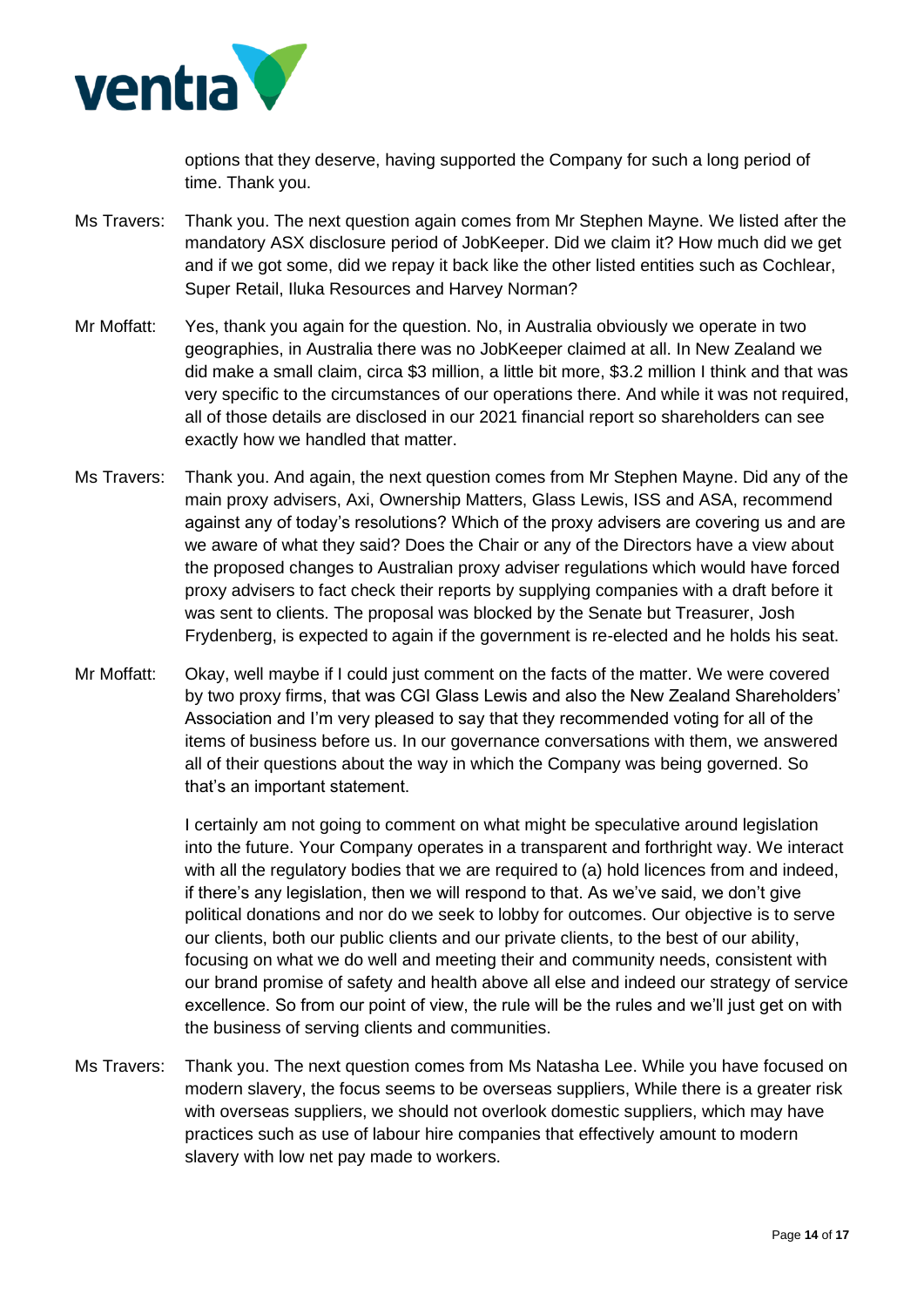options that they deserve, having supported the Company for such a long period of time. Thank you.

Ms Travers: Thank you. The next question again comes from Mr Stephen Mayne. We listed after the mandatory ASX disclosure period of JobKeeper. Did we claim it? How much did we get and if we got some, did we repay it back like the other listed entities such as Cochlear, Super Retail, Iluka Resources and Harvey Norman?

Mr Moffatt: Yes, thank you again for the question. No, in Australia obviously we operate in two geographies, in Australia there was no JobKeeper claimed at all. In New Zealand we did make a small claim, circa $3 million, a little bit more, $3.2 million I think and that was very specific to the circumstances of our operations there. And while it was not required, all of those details are disclosed in our 2021 financial report so shareholders can see exactly how we handled that matter.

Ms Travers: Thank you. And again, the next question comes from Mr Stephen Mayne. Did any of the main proxy advisers, Axi, Ownership Matters, Glass Lewis, ISS and ASA, recommend against any of today's resolutions? Which of the proxy advisers are covering us and are we aware of what they said? Does the Chair or any of the Directors have a view about the proposed changes to Australian proxy adviser regulations which would have forced proxy advisers to fact check their reports by supplying companies with a draft before it was sent to clients. The proposal was blocked by the Senate but Treasurer, Josh Frydenberg, is expected to again if the government is re-elected and he holds his seat.

Mr Moffatt: Okay, well maybe if I could just comment on the facts of the matter. We were covered by two proxy firms, that was CGI Glass Lewis and also the New Zealand Shareholders' Association and I'm very pleased to say that they recommended voting for all of the items of business before us. In our governance conversations with them, we answered all of their questions about the way in which the Company was being governed. So that's an important statement.

I certainly am not going to comment on what might be speculative around legislation into the future. Your Company operates in a transparent and forthright way. We interact with all the regulatory bodies that we are required to (a) hold licences from and indeed, if there's any legislation, then we will respond to that. As we've said, we don't give political donations and nor do we seek to lobby for outcomes. Our objective is to serve our clients, both our public clients and our private clients, to the best of our ability, focusing on what we do well and meeting their and community needs, consistent with our brand promise of safety and health above all else and indeed our strategy of service excellence. So from our point of view, the rule will be the rules and we'll just get on with the business of serving clients and communities.

Ms Travers: Thank you. The next question comes from Ms Natasha Lee. While you have focused on modern slavery, the focus seems to be overseas suppliers, While there is a greater risk with overseas suppliers, we should not overlook domestic suppliers, which may have practices such as use of labour hire companies that effectively amount to modern slavery with low net pay made to workers.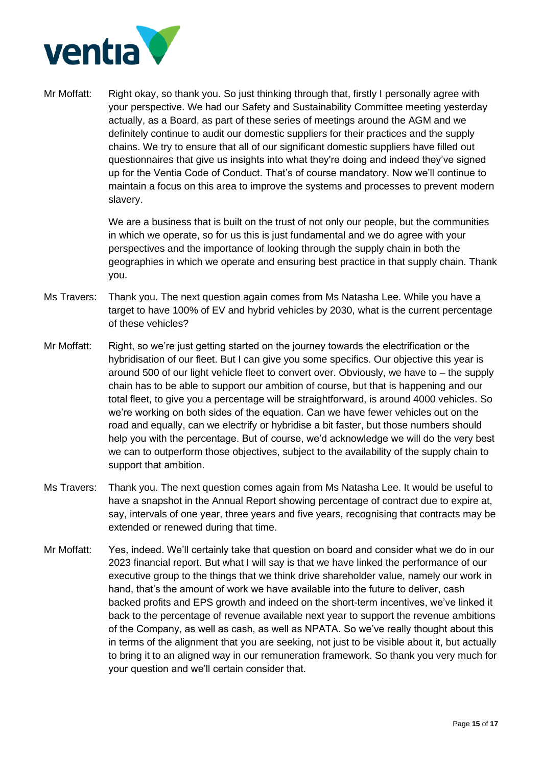Mr Moffatt: Right okay, so thank you. So just thinking through that, firstly I personally agree with your perspective. We had our Safety and Sustainability Committee meeting yesterday actually, as a Board, as part of these series of meetings around the AGM and we definitely continue to audit our domestic suppliers for their practices and the supply chains. We try to ensure that all of our significant domestic suppliers have filled out questionnaires that give us insights into what they're doing and indeed they've signed up for the Ventia Code of Conduct. That's of course mandatory. Now we'll continue to maintain a focus on this area to improve the systems and processes to prevent modern slavery.

We are a business that is built on the trust of not only our people, but the communities in which we operate, so for us this is just fundamental and we do agree with your perspectives and the importance of looking through the supply chain in both the geographies in which we operate and ensuring best practice in that supply chain. Thank you.

Ms Travers: Thank you. The next question again comes from Ms Natasha Lee. While you have a target to have 100% of EV and hybrid vehicles by 2030, what is the current percentage of these vehicles?

Mr Moffatt: Right, so we're just getting started on the journey towards the electrification or the hybridisation of our fleet. But I can give you some specifics. Our objective this year is around 500 of our light vehicle fleet to convert over. Obviously, we have to – the supply chain has to be able to support our ambition of course, but that is happening and our total fleet, to give you a percentage will be straightforward, is around 4000 vehicles. So we're working on both sides of the equation. Can we have fewer vehicles out on the road and equally, can we electrify or hybridise a bit faster, but those numbers should help you with the percentage. But of course, we'd acknowledge we will do the very best we can to outperform those objectives, subject to the availability of the supply chain to support that ambition.

Ms Travers: Thank you. The next question comes again from Ms Natasha Lee. It would be useful to have a snapshot in the Annual Report showing percentage of contract due to expire at, say, intervals of one year, three years and five years, recognising that contracts may be extended or renewed during that time.

Mr Moffatt: Yes, indeed. We'll certainly take that question on board and consider what we do in our 2023 financial report. But what I will say is that we have linked the performance of our executive group to the things that we think drive shareholder value, namely our work in hand, that's the amount of work we have available into the future to deliver, cash backed profits and EPS growth and indeed on the short-term incentives, we've linked it back to the percentage of revenue available next year to support the revenue ambitions of the Company, as well as cash, as well as NPATA. So we've really thought about this in terms of the alignment that you are seeking, not just to be visible about it, but actually to bring it to an aligned way in our remuneration framework. So thank you very much for your question and we'll certain consider that.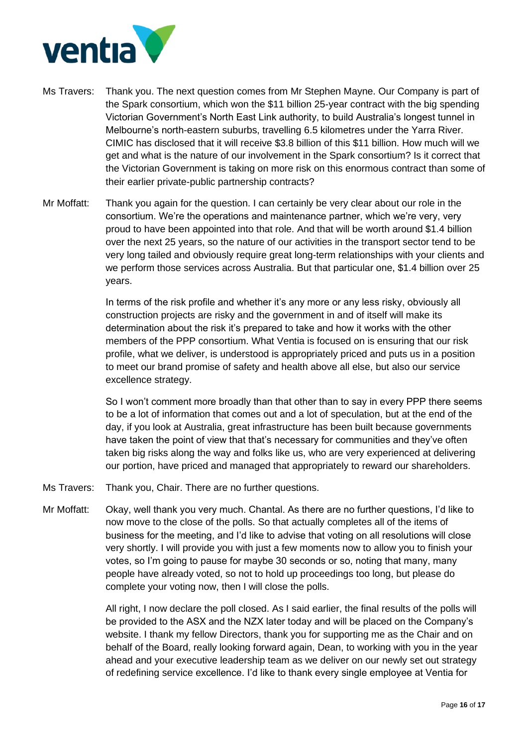Ms Travers: Thank you. The next question comes from Mr Stephen Mayne. Our Company is part of the Spark consortium, which won the $11 billion 25-year contract with the big spending Victorian Government's North East Link authority, to build Australia's longest tunnel in Melbourne's north-eastern suburbs, travelling 6.5 kilometres under the Yarra River. CIMIC has disclosed that it will receive $3.8 billion of this $11 billion. How much will we get and what is the nature of our involvement in the Spark consortium? Is it correct that the Victorian Government is taking on more risk on this enormous contract than some of their earlier private-public partnership contracts?

Mr Moffatt: Thank you again for the question. I can certainly be very clear about our role in the consortium. We're the operations and maintenance partner, which we're very, very proud to have been appointed into that role. And that will be worth around $1.4 billion over the next 25 years, so the nature of our activities in the transport sector tend to be very long tailed and obviously require great long-term relationships with your clients and we perform those services across Australia. But that particular one, $1.4 billion over 25 years.

In terms of the risk profile and whether it's any more or any less risky, obviously all construction projects are risky and the government in and of itself will make its determination about the risk it's prepared to take and how it works with the other members of the PPP consortium. What Ventia is focused on is ensuring that our risk profile, what we deliver, is understood is appropriately priced and puts us in a position to meet our brand promise of safety and health above all else, but also our service excellence strategy.

So I won't comment more broadly than that other than to say in every PPP there seems to be a lot of information that comes out and a lot of speculation, but at the end of the day, if you look at Australia, great infrastructure has been built because governments have taken the point of view that that's necessary for communities and they've often taken big risks along the way and folks like us, who are very experienced at delivering our portion, have priced and managed that appropriately to reward our shareholders.

Ms Travers: Thank you, Chair. There are no further questions.

Mr Moffatt: Okay, well thank you very much. Chantal. As there are no further questions, I'd like to now move to the close of the polls. So that actually completes all of the items of business for the meeting, and I'd like to advise that voting on all resolutions will close very shortly. I will provide you with just a few moments now to allow you to finish your votes, so I'm going to pause for maybe 30 seconds or so, noting that many, many people have already voted, so not to hold up proceedings too long, but please do complete your voting now, then I will close the polls.

All right, I now declare the poll closed. As I said earlier, the final results of the polls will be provided to the ASX and the NZX later today and will be placed on the Company's website. I thank my fellow Directors, thank you for supporting me as the Chair and on behalf of the Board, really looking forward again, Dean, to working with you in the year ahead and your executive leadership team as we deliver on our newly set out strategy of redefining service excellence. I'd like to thank every single employee at Ventia for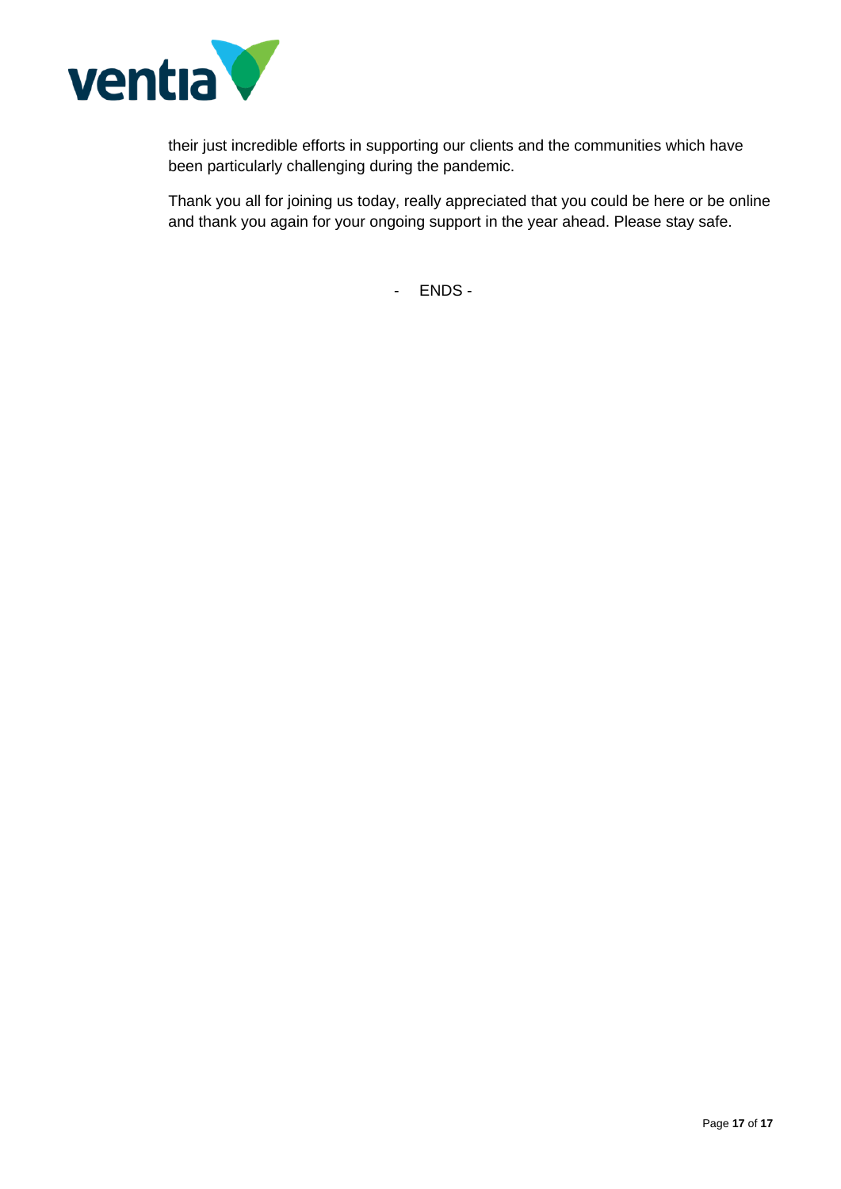their just incredible efforts in supporting our clients and the communities which have been particularly challenging during the pandemic.

Thank you all for joining us today, really appreciated that you could be here or be online and thank you again for your ongoing support in the year ahead. Please stay safe.

- ENDS -